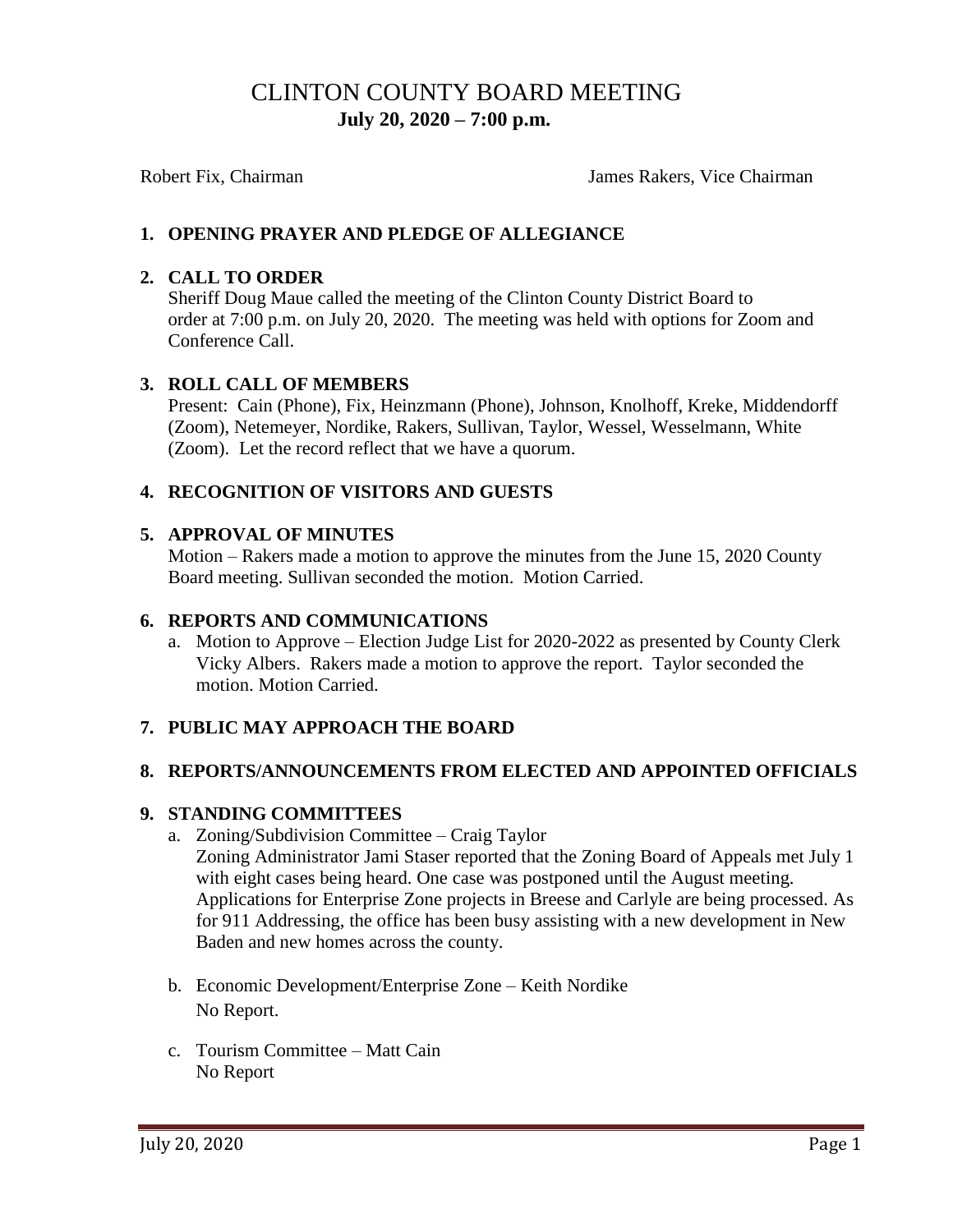# CLINTON COUNTY BOARD MEETING

**July 20, 2020 – 7:00 p.m.**

Robert Fix, Chairman

James Rakers, Vice Chairman

## 1. OPENING PRAYER AND PLEDGE OF ALLEGIANCE

## 2. CALL TO ORDER

Sheriff Doug Maue called the meeting of the Clinton County District Board to order at 7:00 p.m. on July 20, 2020. The meeting was held with options for Zoom and Conference Call.

## 3. ROLL CALL OF MEMBERS

Present: Cain (Phone), Fix, Heinzmann (Phone), Johnson, Knolhoff, Kreke, Middendorff (Zoom), Netemeyer, Nordike, Rakers, Sullivan, Taylor, Wessel, Wesselmann, White (Zoom). Let the record reflect that we have a quorum.

## 4. RECOGNITION OF VISITORS AND GUESTS

## 5. APPROVAL OF MINUTES

Motion – Rakers made a motion to approve the minutes from the June 15, 2020 County Board meeting. Sullivan seconded the motion. Motion Carried.

## 6. REPORTS AND COMMUNICATIONS

a. Motion to Approve – Election Judge List for 2020-2022 as presented by County Clerk Vicky Albers. Rakers made a motion to approve the report. Taylor seconded the motion. Motion Carried.

## 7. PUBLIC MAY APPROACH THE BOARD

## 8. REPORTS/ANNOUNCEMENTS FROM ELECTED AND APPOINTED OFFICIALS

## 9. STANDING COMMITTEES

a. Zoning/Subdivision Committee – Craig Taylor
Zoning Administrator Jami Staser reported that the Zoning Board of Appeals met July 1 with eight cases being heard. One case was postponed until the August meeting. Applications for Enterprise Zone projects in Breese and Carlyle are being processed. As for 911 Addressing, the office has been busy assisting with a new development in New Baden and new homes across the county.

b. Economic Development/Enterprise Zone – Keith Nordike
No Report.

c. Tourism Committee – Matt Cain
No Report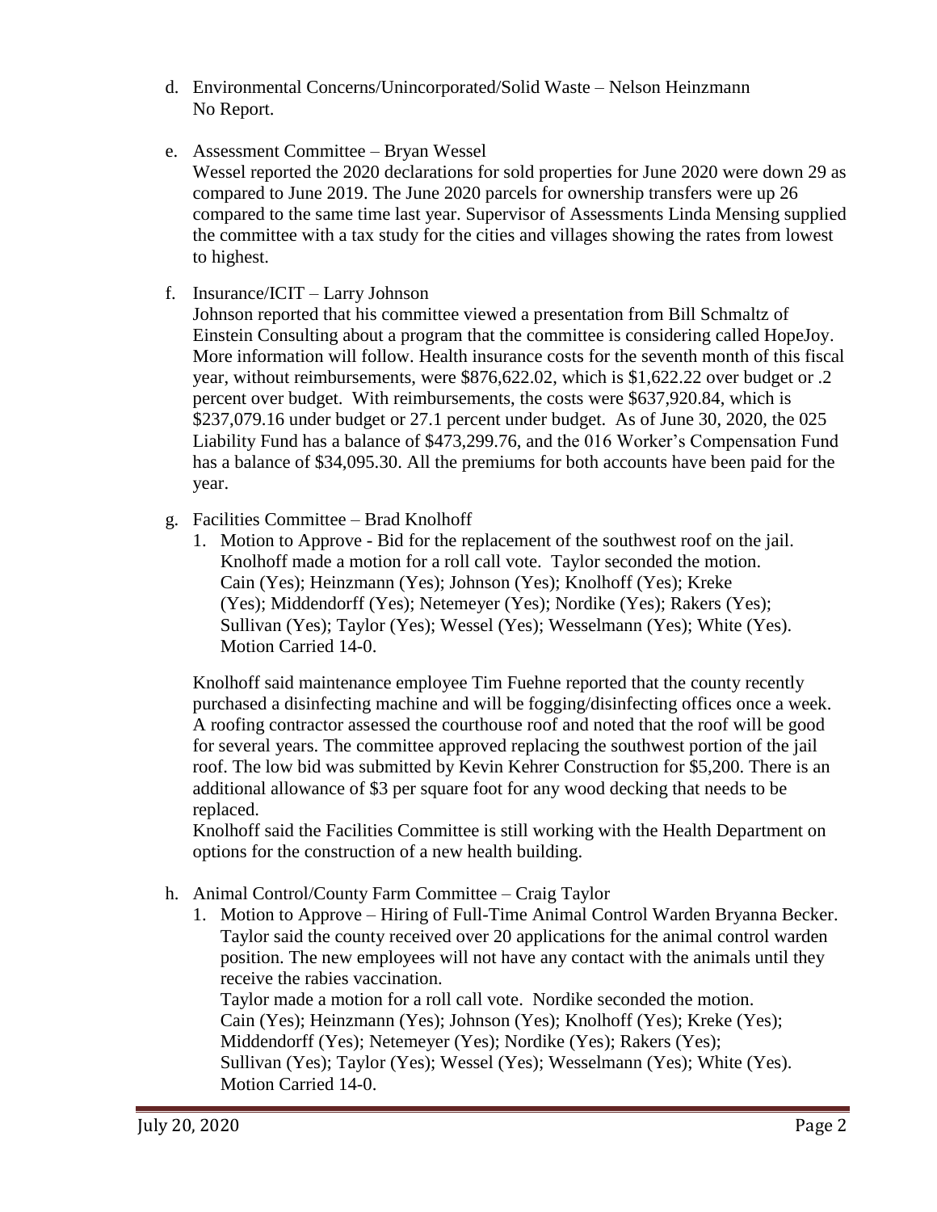d. Environmental Concerns/Unincorporated/Solid Waste – Nelson Heinzmann
   No Report.

e. Assessment Committee – Bryan Wessel
   Wessel reported the 2020 declarations for sold properties for June 2020 were down 29 as compared to June 2019. The June 2020 parcels for ownership transfers were up 26 compared to the same time last year. Supervisor of Assessments Linda Mensing supplied the committee with a tax study for the cities and villages showing the rates from lowest to highest.

f. Insurance/ICIT – Larry Johnson
   Johnson reported that his committee viewed a presentation from Bill Schmaltz of Einstein Consulting about a program that the committee is considering called HopeJoy. More information will follow. Health insurance costs for the seventh month of this fiscal year, without reimbursements, were $876,622.02, which is $1,622.22 over budget or .2 percent over budget. With reimbursements, the costs were $637,920.84, which is $237,079.16 under budget or 27.1 percent under budget. As of June 30, 2020, the 025 Liability Fund has a balance of $473,299.76, and the 016 Worker's Compensation Fund has a balance of $34,095.30. All the premiums for both accounts have been paid for the year.

g. Facilities Committee – Brad Knolhoff
   1. Motion to Approve - Bid for the replacement of the southwest roof on the jail. Knolhoff made a motion for a roll call vote. Taylor seconded the motion. Cain (Yes); Heinzmann (Yes); Johnson (Yes); Knolhoff (Yes); Kreke (Yes); Middendorff (Yes); Netemeyer (Yes); Nordike (Yes); Rakers (Yes); Sullivan (Yes); Taylor (Yes); Wessel (Yes); Wesselmann (Yes); White (Yes). Motion Carried 14-0.

   Knolhoff said maintenance employee Tim Fuehne reported that the county recently purchased a disinfecting machine and will be fogging/disinfecting offices once a week. A roofing contractor assessed the courthouse roof and noted that the roof will be good for several years. The committee approved replacing the southwest portion of the jail roof. The low bid was submitted by Kevin Kehrer Construction for $5,200. There is an additional allowance of $3 per square foot for any wood decking that needs to be replaced.
   Knolhoff said the Facilities Committee is still working with the Health Department on options for the construction of a new health building.

h. Animal Control/County Farm Committee – Craig Taylor
   1. Motion to Approve – Hiring of Full-Time Animal Control Warden Bryanna Becker. Taylor said the county received over 20 applications for the animal control warden position. The new employees will not have any contact with the animals until they receive the rabies vaccination.
      Taylor made a motion for a roll call vote. Nordike seconded the motion. Cain (Yes); Heinzmann (Yes); Johnson (Yes); Knolhoff (Yes); Kreke (Yes); Middendorff (Yes); Netemeyer (Yes); Nordike (Yes); Rakers (Yes); Sullivan (Yes); Taylor (Yes); Wessel (Yes); Wesselmann (Yes); White (Yes). Motion Carried 14-0.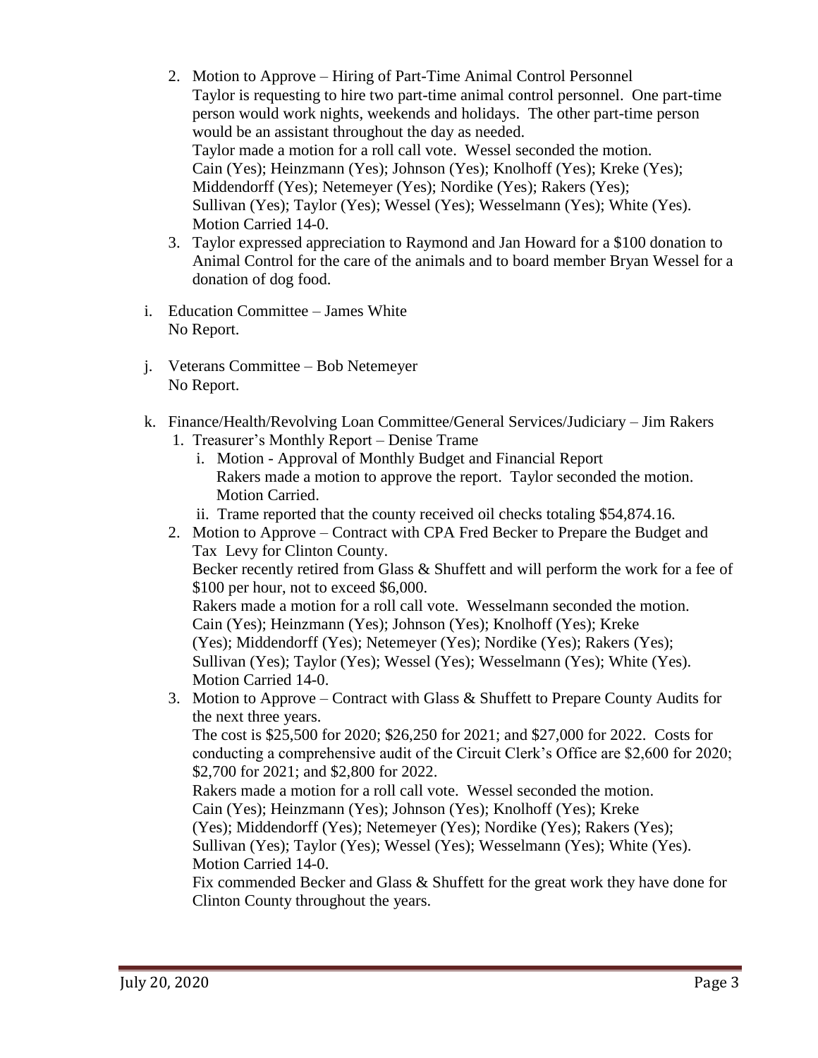2. Motion to Approve – Hiring of Part-Time Animal Control Personnel
   Taylor is requesting to hire two part-time animal control personnel. One part-time person would work nights, weekends and holidays. The other part-time person would be an assistant throughout the day as needed.
   Taylor made a motion for a roll call vote. Wessel seconded the motion.
   Cain (Yes); Heinzmann (Yes); Johnson (Yes); Knolhoff (Yes); Kreke (Yes); Middendorff (Yes); Netemeyer (Yes); Nordike (Yes); Rakers (Yes); Sullivan (Yes); Taylor (Yes); Wessel (Yes); Wesselmann (Yes); White (Yes).
   Motion Carried 14-0.
3. Taylor expressed appreciation to Raymond and Jan Howard for a $100 donation to Animal Control for the care of the animals and to board member Bryan Wessel for a donation of dog food.

i. Education Committee – James White
   No Report.

j. Veterans Committee – Bob Netemeyer
   No Report.

k. Finance/Health/Revolving Loan Committee/General Services/Judiciary – Jim Rakers
   1. Treasurer's Monthly Report – Denise Trame
      i. Motion - Approval of Monthly Budget and Financial Report
         Rakers made a motion to approve the report. Taylor seconded the motion.
         Motion Carried.
      ii. Trame reported that the county received oil checks totaling $54,874.16.
   2. Motion to Approve – Contract with CPA Fred Becker to Prepare the Budget and Tax Levy for Clinton County.
      Becker recently retired from Glass & Shuffett and will perform the work for a fee of $100 per hour, not to exceed $6,000.
      Rakers made a motion for a roll call vote. Wesselmann seconded the motion.
      Cain (Yes); Heinzmann (Yes); Johnson (Yes); Knolhoff (Yes); Kreke (Yes); Middendorff (Yes); Netemeyer (Yes); Nordike (Yes); Rakers (Yes); Sullivan (Yes); Taylor (Yes); Wessel (Yes); Wesselmann (Yes); White (Yes).
      Motion Carried 14-0.
   3. Motion to Approve – Contract with Glass & Shuffett to Prepare County Audits for the next three years.
      The cost is $25,500 for 2020; $26,250 for 2021; and $27,000 for 2022. Costs for conducting a comprehensive audit of the Circuit Clerk's Office are $2,600 for 2020; $2,700 for 2021; and $2,800 for 2022.
      Rakers made a motion for a roll call vote. Wessel seconded the motion.
      Cain (Yes); Heinzmann (Yes); Johnson (Yes); Knolhoff (Yes); Kreke (Yes); Middendorff (Yes); Netemeyer (Yes); Nordike (Yes); Rakers (Yes); Sullivan (Yes); Taylor (Yes); Wessel (Yes); Wesselmann (Yes); White (Yes).
      Motion Carried 14-0.
      Fix commended Becker and Glass & Shuffett for the great work they have done for Clinton County throughout the years.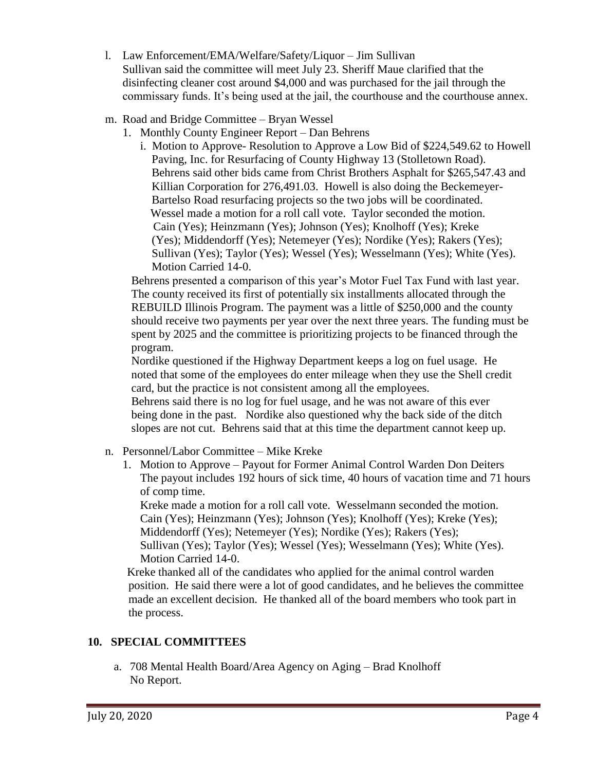l. Law Enforcement/EMA/Welfare/Safety/Liquor – Jim Sullivan
Sullivan said the committee will meet July 23. Sheriff Maue clarified that the disinfecting cleaner cost around $4,000 and was purchased for the jail through the commissary funds. It's being used at the jail, the courthouse and the courthouse annex.

m. Road and Bridge Committee – Bryan Wessel

1. Monthly County Engineer Report – Dan Behrens

   i. Motion to Approve- Resolution to Approve a Low Bid of $224,549.62 to Howell Paving, Inc. for Resurfacing of County Highway 13 (Stolletown Road). Behrens said other bids came from Christ Brothers Asphalt for $265,547.43 and Killian Corporation for 276,491.03. Howell is also doing the Beckemeyer-Bartelso Road resurfacing projects so the two jobs will be coordinated.
   Wessel made a motion for a roll call vote. Taylor seconded the motion.
   Cain (Yes); Heinzmann (Yes); Johnson (Yes); Knolhoff (Yes); Kreke (Yes); Middendorff (Yes); Netemeyer (Yes); Nordike (Yes); Rakers (Yes); Sullivan (Yes); Taylor (Yes); Wessel (Yes); Wesselmann (Yes); White (Yes).
   Motion Carried 14-0.

   Behrens presented a comparison of this year's Motor Fuel Tax Fund with last year. The county received its first of potentially six installments allocated through the REBUILD Illinois Program. The payment was a little of $250,000 and the county should receive two payments per year over the next three years. The funding must be spent by 2025 and the committee is prioritizing projects to be financed through the program.
   Nordike questioned if the Highway Department keeps a log on fuel usage. He noted that some of the employees do enter mileage when they use the Shell credit card, but the practice is not consistent among all the employees.
   Behrens said there is no log for fuel usage, and he was not aware of this ever being done in the past. Nordike also questioned why the back side of the ditch slopes are not cut. Behrens said that at this time the department cannot keep up.

n. Personnel/Labor Committee – Mike Kreke

1. Motion to Approve – Payout for Former Animal Control Warden Don Deiters
   The payout includes 192 hours of sick time, 40 hours of vacation time and 71 hours of comp time.
   Kreke made a motion for a roll call vote. Wesselmann seconded the motion.
   Cain (Yes); Heinzmann (Yes); Johnson (Yes); Knolhoff (Yes); Kreke (Yes); Middendorff (Yes); Netemeyer (Yes); Nordike (Yes); Rakers (Yes); Sullivan (Yes); Taylor (Yes); Wessel (Yes); Wesselmann (Yes); White (Yes).
   Motion Carried 14-0.

   Kreke thanked all of the candidates who applied for the animal control warden position. He said there were a lot of good candidates, and he believes the committee made an excellent decision. He thanked all of the board members who took part in the process.

## 10. SPECIAL COMMITTEES

a. 708 Mental Health Board/Area Agency on Aging – Brad Knolhoff
No Report.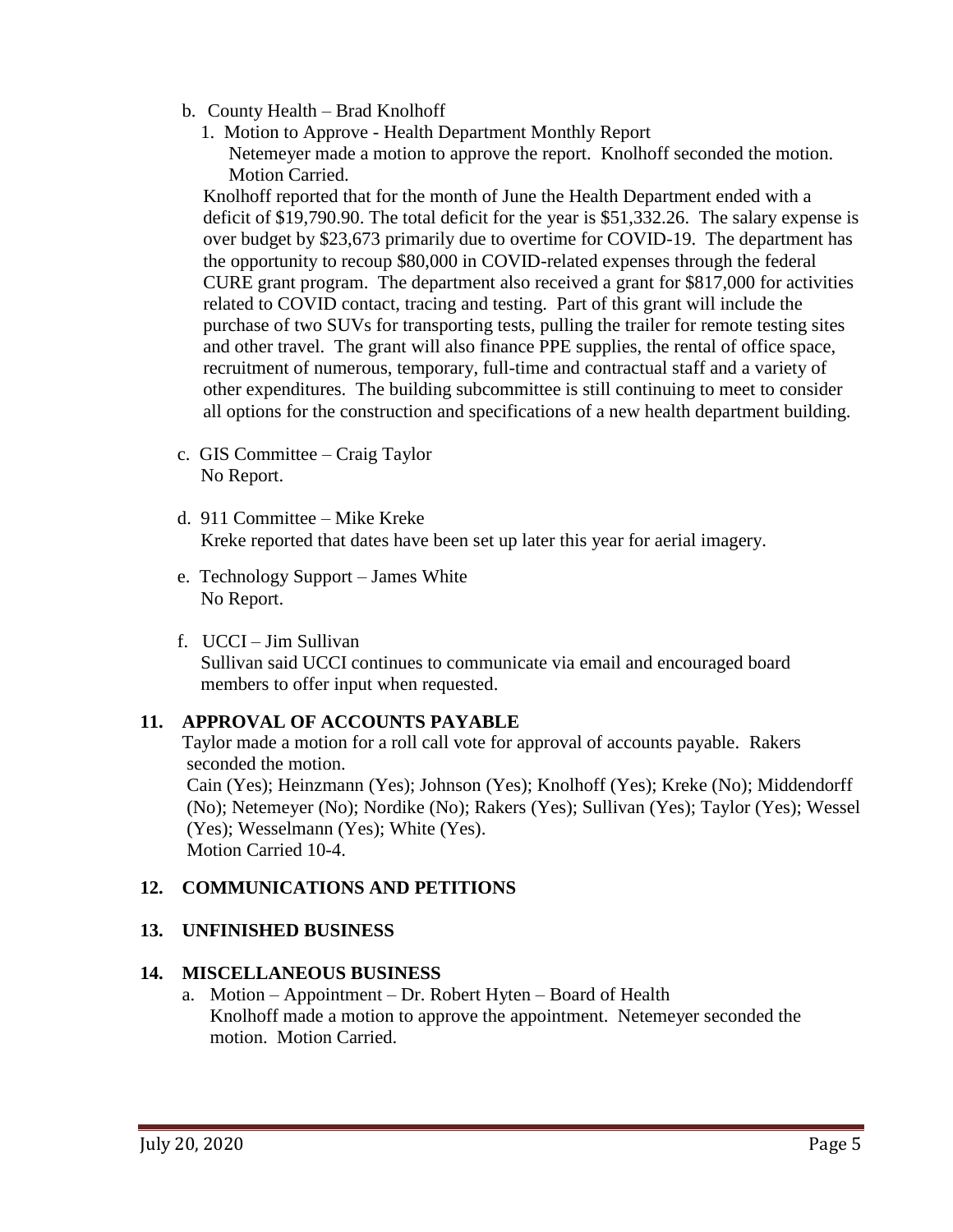b. County Health – Brad Knolhoff

   1. Motion to Approve - Health Department Monthly Report
      Netemeyer made a motion to approve the report. Knolhoff seconded the motion. Motion Carried.

   Knolhoff reported that for the month of June the Health Department ended with a deficit of $19,790.90. The total deficit for the year is $51,332.26. The salary expense is over budget by $23,673 primarily due to overtime for COVID-19. The department has the opportunity to recoup $80,000 in COVID-related expenses through the federal CURE grant program. The department also received a grant for $817,000 for activities related to COVID contact, tracing and testing. Part of this grant will include the purchase of two SUVs for transporting tests, pulling the trailer for remote testing sites and other travel. The grant will also finance PPE supplies, the rental of office space, recruitment of numerous, temporary, full-time and contractual staff and a variety of other expenditures. The building subcommittee is still continuing to meet to consider all options for the construction and specifications of a new health department building.

c. GIS Committee – Craig Taylor
   No Report.

d. 911 Committee – Mike Kreke
   Kreke reported that dates have been set up later this year for aerial imagery.

e. Technology Support – James White
   No Report.

f. UCCI – Jim Sullivan
   Sullivan said UCCI continues to communicate via email and encouraged board members to offer input when requested.

## 11. APPROVAL OF ACCOUNTS PAYABLE

Taylor made a motion for a roll call vote for approval of accounts payable. Rakers seconded the motion.
Cain (Yes); Heinzmann (Yes); Johnson (Yes); Knolhoff (Yes); Kreke (No); Middendorff (No); Netemeyer (No); Nordike (No); Rakers (Yes); Sullivan (Yes); Taylor (Yes); Wessel (Yes); Wesselmann (Yes); White (Yes).
Motion Carried 10-4.

## 12. COMMUNICATIONS AND PETITIONS

## 13. UNFINISHED BUSINESS

## 14. MISCELLANEOUS BUSINESS

a. Motion – Appointment – Dr. Robert Hyten – Board of Health
   Knolhoff made a motion to approve the appointment. Netemeyer seconded the motion. Motion Carried.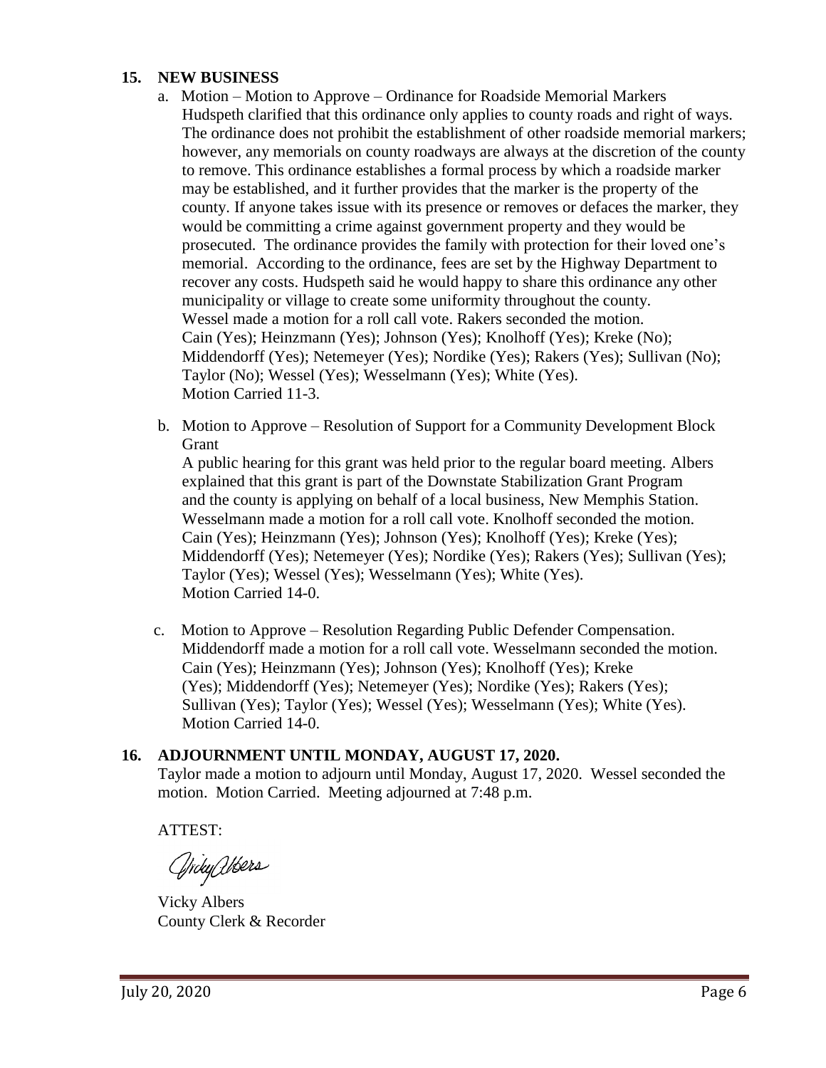## 15. NEW BUSINESS

a. Motion – Motion to Approve – Ordinance for Roadside Memorial Markers
   Hudspeth clarified that this ordinance only applies to county roads and right of ways. The ordinance does not prohibit the establishment of other roadside memorial markers; however, any memorials on county roadways are always at the discretion of the county to remove. This ordinance establishes a formal process by which a roadside marker may be established, and it further provides that the marker is the property of the county. If anyone takes issue with its presence or removes or defaces the marker, they would be committing a crime against government property and they would be prosecuted. The ordinance provides the family with protection for their loved one's memorial. According to the ordinance, fees are set by the Highway Department to recover any costs. Hudspeth said he would happy to share this ordinance any other municipality or village to create some uniformity throughout the county.
   Wessel made a motion for a roll call vote. Rakers seconded the motion.
   Cain (Yes); Heinzmann (Yes); Johnson (Yes); Knolhoff (Yes); Kreke (No); Middendorff (Yes); Netemeyer (Yes); Nordike (Yes); Rakers (Yes); Sullivan (No); Taylor (No); Wessel (Yes); Wesselmann (Yes); White (Yes).
   Motion Carried 11-3.

b. Motion to Approve – Resolution of Support for a Community Development Block Grant
   A public hearing for this grant was held prior to the regular board meeting. Albers explained that this grant is part of the Downstate Stabilization Grant Program and the county is applying on behalf of a local business, New Memphis Station.
   Wesselmann made a motion for a roll call vote. Knolhoff seconded the motion.
   Cain (Yes); Heinzmann (Yes); Johnson (Yes); Knolhoff (Yes); Kreke (Yes); Middendorff (Yes); Netemeyer (Yes); Nordike (Yes); Rakers (Yes); Sullivan (Yes); Taylor (Yes); Wessel (Yes); Wesselmann (Yes); White (Yes).
   Motion Carried 14-0.

c. Motion to Approve – Resolution Regarding Public Defender Compensation.
   Middendorff made a motion for a roll call vote. Wesselmann seconded the motion.
   Cain (Yes); Heinzmann (Yes); Johnson (Yes); Knolhoff (Yes); Kreke (Yes); Middendorff (Yes); Netemeyer (Yes); Nordike (Yes); Rakers (Yes); Sullivan (Yes); Taylor (Yes); Wessel (Yes); Wesselmann (Yes); White (Yes).
   Motion Carried 14-0.

## 16. ADJOURNMENT UNTIL MONDAY, AUGUST 17, 2020.

Taylor made a motion to adjourn until Monday, August 17, 2020. Wessel seconded the motion. Motion Carried. Meeting adjourned at 7:48 p.m.

ATTEST:

Vicky Albers

Vicky Albers
County Clerk & Recorder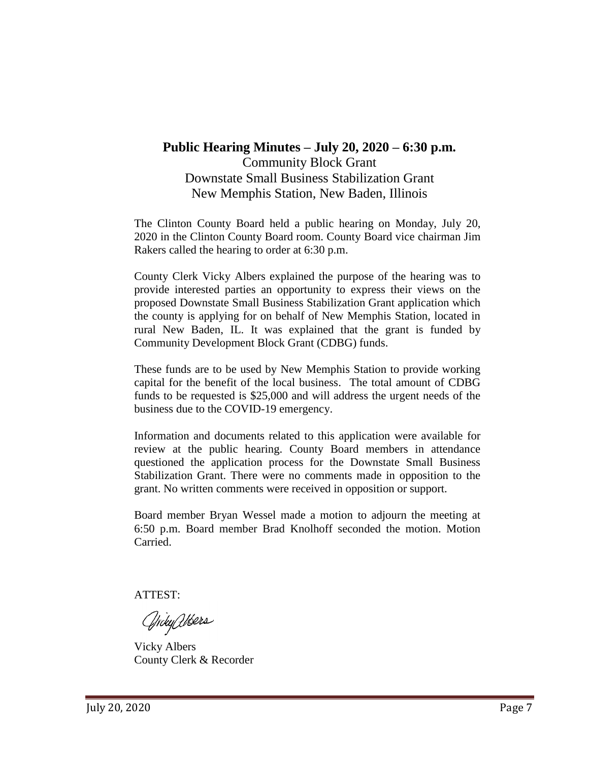# Public Hearing Minutes – July 20, 2020 – 6:30 p.m.

Community Block Grant
Downstate Small Business Stabilization Grant
New Memphis Station, New Baden, Illinois

The Clinton County Board held a public hearing on Monday, July 20, 2020 in the Clinton County Board room. County Board vice chairman Jim Rakers called the hearing to order at 6:30 p.m.

County Clerk Vicky Albers explained the purpose of the hearing was to provide interested parties an opportunity to express their views on the proposed Downstate Small Business Stabilization Grant application which the county is applying for on behalf of New Memphis Station, located in rural New Baden, IL. It was explained that the grant is funded by Community Development Block Grant (CDBG) funds.

These funds are to be used by New Memphis Station to provide working capital for the benefit of the local business. The total amount of CDBG funds to be requested is $25,000 and will address the urgent needs of the business due to the COVID-19 emergency.

Information and documents related to this application were available for review at the public hearing. County Board members in attendance questioned the application process for the Downstate Small Business Stabilization Grant. There were no comments made in opposition to the grant. No written comments were received in opposition or support.

Board member Bryan Wessel made a motion to adjourn the meeting at 6:50 p.m. Board member Brad Knolhoff seconded the motion. Motion Carried.

ATTEST:

Vicky Albers
County Clerk & Recorder